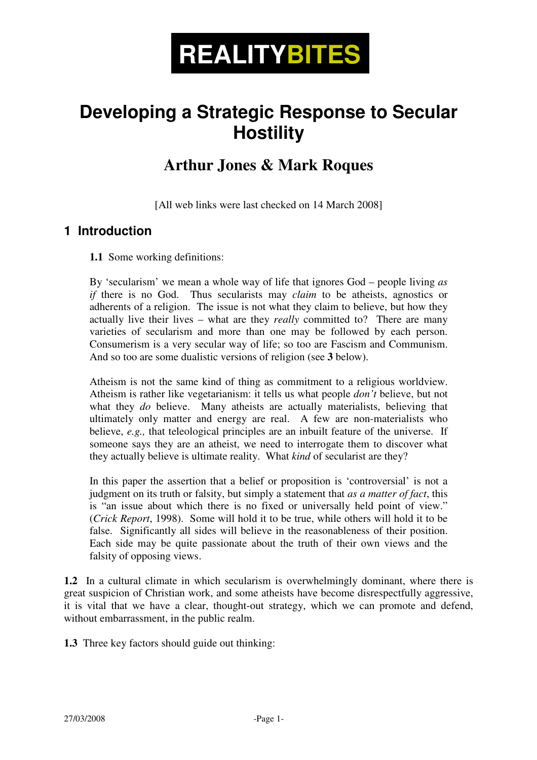# REALITYBITES

# Developing a Strategic Response to Secular Hostility

## Arthur Jones & Mark Roques

[All web links were last checked on 14 March 2008]

## 1 Introduction

**1.1** Some working definitions:

By 'secularism' we mean a whole way of life that ignores God – people living *as if* there is no God. Thus secularists may *claim* to be atheists, agnostics or adherents of a religion. The issue is not what they claim to believe, but how they actually live their lives – what are they *really* committed to? There are many varieties of secularism and more than one may be followed by each person. Consumerism is a very secular way of life; so too are Fascism and Communism. And so too are some dualistic versions of religion (see **3** below).

Atheism is not the same kind of thing as commitment to a religious worldview. Atheism is rather like vegetarianism: it tells us what people *don't* believe, but not what they *do* believe. Many atheists are actually materialists, believing that ultimately only matter and energy are real. A few are non-materialists who believe, *e.g.,* that teleological principles are an inbuilt feature of the universe. If someone says they are an atheist, we need to interrogate them to discover what they actually believe is ultimate reality. What *kind* of secularist are they?

In this paper the assertion that a belief or proposition is 'controversial' is not a judgment on its truth or falsity, but simply a statement that *as a matter of fact*, this is "an issue about which there is no fixed or universally held point of view." (*Crick Report*, 1998). Some will hold it to be true, while others will hold it to be false. Significantly all sides will believe in the reasonableness of their position. Each side may be quite passionate about the truth of their own views and the falsity of opposing views.

**1.2** In a cultural climate in which secularism is overwhelmingly dominant, where there is great suspicion of Christian work, and some atheists have become disrespectfully aggressive, it is vital that we have a clear, thought-out strategy, which we can promote and defend, without embarrassment, in the public realm.

**1.3** Three key factors should guide out thinking: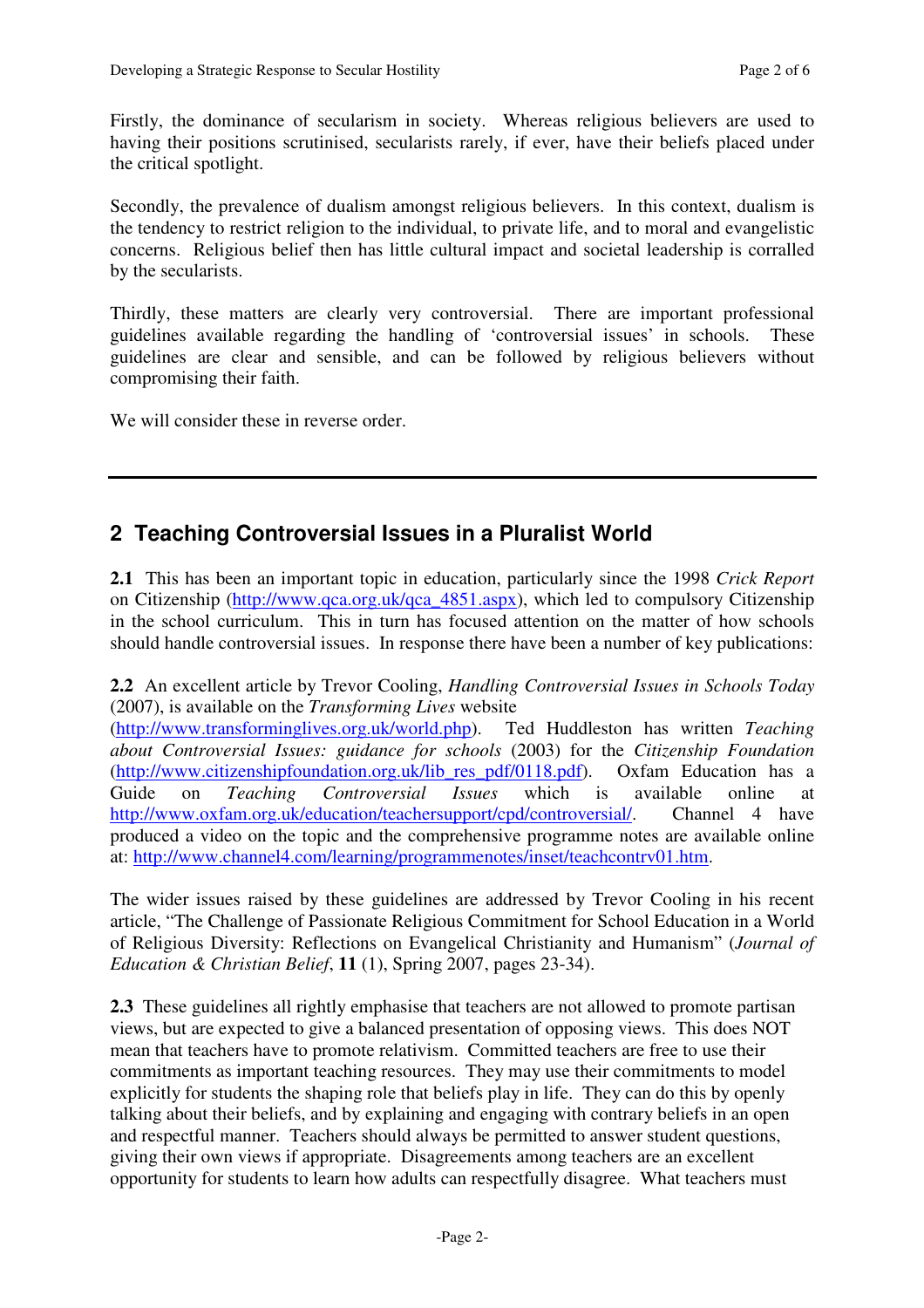Firstly, the dominance of secularism in society. Whereas religious believers are used to having their positions scrutinised, secularists rarely, if ever, have their beliefs placed under the critical spotlight.

Secondly, the prevalence of dualism amongst religious believers. In this context, dualism is the tendency to restrict religion to the individual, to private life, and to moral and evangelistic concerns. Religious belief then has little cultural impact and societal leadership is corralled by the secularists.

Thirdly, these matters are clearly very controversial. There are important professional guidelines available regarding the handling of 'controversial issues' in schools. These guidelines are clear and sensible, and can be followed by religious believers without compromising their faith.

We will consider these in reverse order.

---

## 2 Teaching Controversial Issues in a Pluralist World

**2.1** This has been an important topic in education, particularly since the 1998 *Crick Report* on Citizenship (http://www.qca.org.uk/qca_4851.aspx), which led to compulsory Citizenship in the school curriculum. This in turn has focused attention on the matter of how schools should handle controversial issues. In response there have been a number of key publications:

**2.2** An excellent article by Trevor Cooling, *Handling Controversial Issues in Schools Today* (2007), is available on the *Transforming Lives* website (http://www.transforminglives.org.uk/world.php). Ted Huddleston has written *Teaching about Controversial Issues: guidance for schools* (2003) for the *Citizenship Foundation* (http://www.citizenshipfoundation.org.uk/lib_res_pdf/0118.pdf). Oxfam Education has a Guide on *Teaching Controversial Issues* which is available online at http://www.oxfam.org.uk/education/teachersupport/cpd/controversial/. Channel 4 have produced a video on the topic and the comprehensive programme notes are available online at: http://www.channel4.com/learning/programmenotes/inset/teachcontrv01.htm.

The wider issues raised by these guidelines are addressed by Trevor Cooling in his recent article, "The Challenge of Passionate Religious Commitment for School Education in a World of Religious Diversity: Reflections on Evangelical Christianity and Humanism" (*Journal of Education & Christian Belief*, **11** (1), Spring 2007, pages 23-34).

**2.3** These guidelines all rightly emphasise that teachers are not allowed to promote partisan views, but are expected to give a balanced presentation of opposing views. This does NOT mean that teachers have to promote relativism. Committed teachers are free to use their commitments as important teaching resources. They may use their commitments to model explicitly for students the shaping role that beliefs play in life. They can do this by openly talking about their beliefs, and by explaining and engaging with contrary beliefs in an open and respectful manner. Teachers should always be permitted to answer student questions, giving their own views if appropriate. Disagreements among teachers are an excellent opportunity for students to learn how adults can respectfully disagree. What teachers must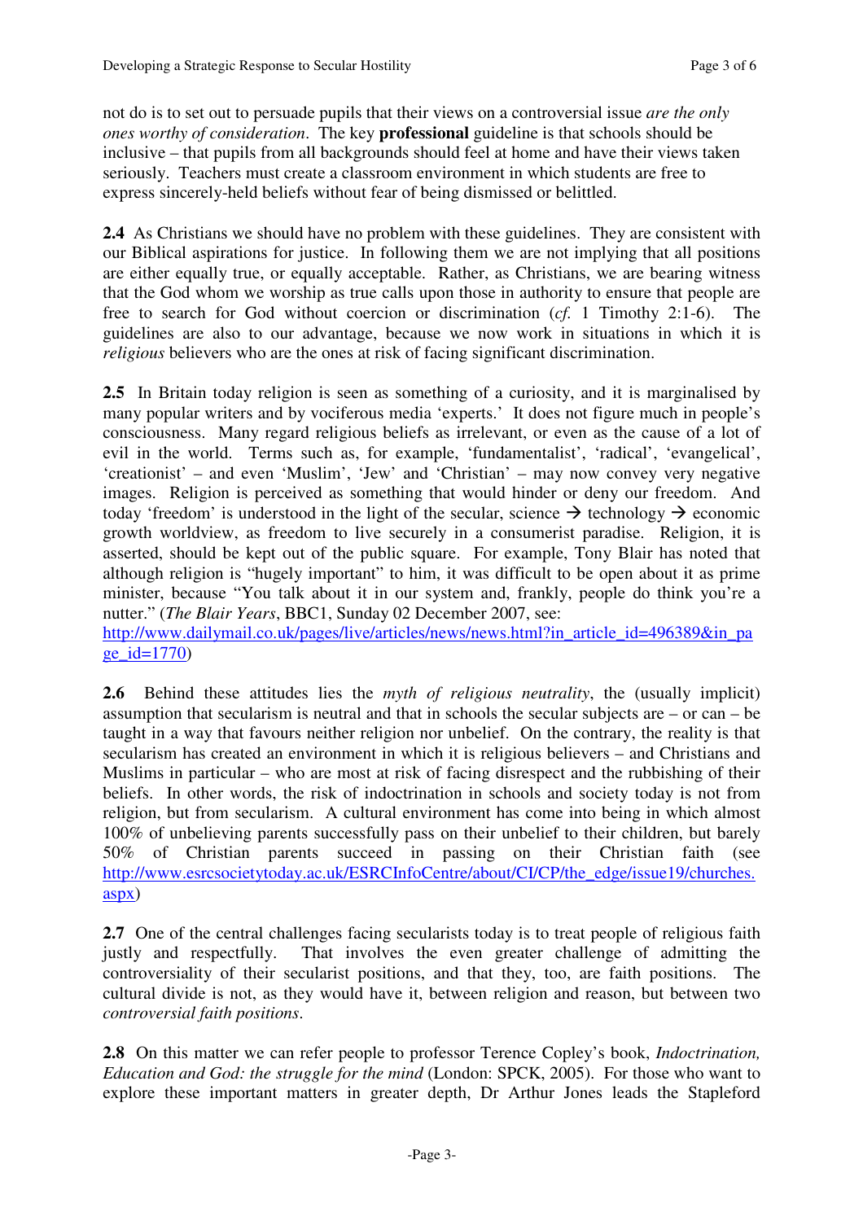not do is to set out to persuade pupils that their views on a controversial issue *are the only ones worthy of consideration*. The key **professional** guideline is that schools should be inclusive – that pupils from all backgrounds should feel at home and have their views taken seriously. Teachers must create a classroom environment in which students are free to express sincerely-held beliefs without fear of being dismissed or belittled.

**2.4** As Christians we should have no problem with these guidelines. They are consistent with our Biblical aspirations for justice. In following them we are not implying that all positions are either equally true, or equally acceptable. Rather, as Christians, we are bearing witness that the God whom we worship as true calls upon those in authority to ensure that people are free to search for God without coercion or discrimination (*cf.* 1 Timothy 2:1-6). The guidelines are also to our advantage, because we now work in situations in which it is *religious* believers who are the ones at risk of facing significant discrimination.

**2.5** In Britain today religion is seen as something of a curiosity, and it is marginalised by many popular writers and by vociferous media 'experts.' It does not figure much in people's consciousness. Many regard religious beliefs as irrelevant, or even as the cause of a lot of evil in the world. Terms such as, for example, 'fundamentalist', 'radical', 'evangelical', 'creationist' – and even 'Muslim', 'Jew' and 'Christian' – may now convey very negative images. Religion is perceived as something that would hinder or deny our freedom. And today 'freedom' is understood in the light of the secular, science → technology → economic growth worldview, as freedom to live securely in a consumerist paradise. Religion, it is asserted, should be kept out of the public square. For example, Tony Blair has noted that although religion is "hugely important" to him, it was difficult to be open about it as prime minister, because "You talk about it in our system and, frankly, people do think you're a nutter." (*The Blair Years*, BBC1, Sunday 02 December 2007, see: http://www.dailymail.co.uk/pages/live/articles/news/news.html?in_article_id=496389&in_page_id=1770)

**2.6** Behind these attitudes lies the *myth of religious neutrality*, the (usually implicit) assumption that secularism is neutral and that in schools the secular subjects are – or can – be taught in a way that favours neither religion nor unbelief. On the contrary, the reality is that secularism has created an environment in which it is religious believers – and Christians and Muslims in particular – who are most at risk of facing disrespect and the rubbishing of their beliefs. In other words, the risk of indoctrination in schools and society today is not from religion, but from secularism. A cultural environment has come into being in which almost 100% of unbelieving parents successfully pass on their unbelief to their children, but barely 50% of Christian parents succeed in passing on their Christian faith (see http://www.esrcsocietytoday.ac.uk/ESRCInfoCentre/about/CI/CP/the_edge/issue19/churches.aspx)

**2.7** One of the central challenges facing secularists today is to treat people of religious faith justly and respectfully. That involves the even greater challenge of admitting the controversiality of their secularist positions, and that they, too, are faith positions. The cultural divide is not, as they would have it, between religion and reason, but between two *controversial faith positions*.

**2.8** On this matter we can refer people to professor Terence Copley's book, *Indoctrination, Education and God: the struggle for the mind* (London: SPCK, 2005). For those who want to explore these important matters in greater depth, Dr Arthur Jones leads the Stapleford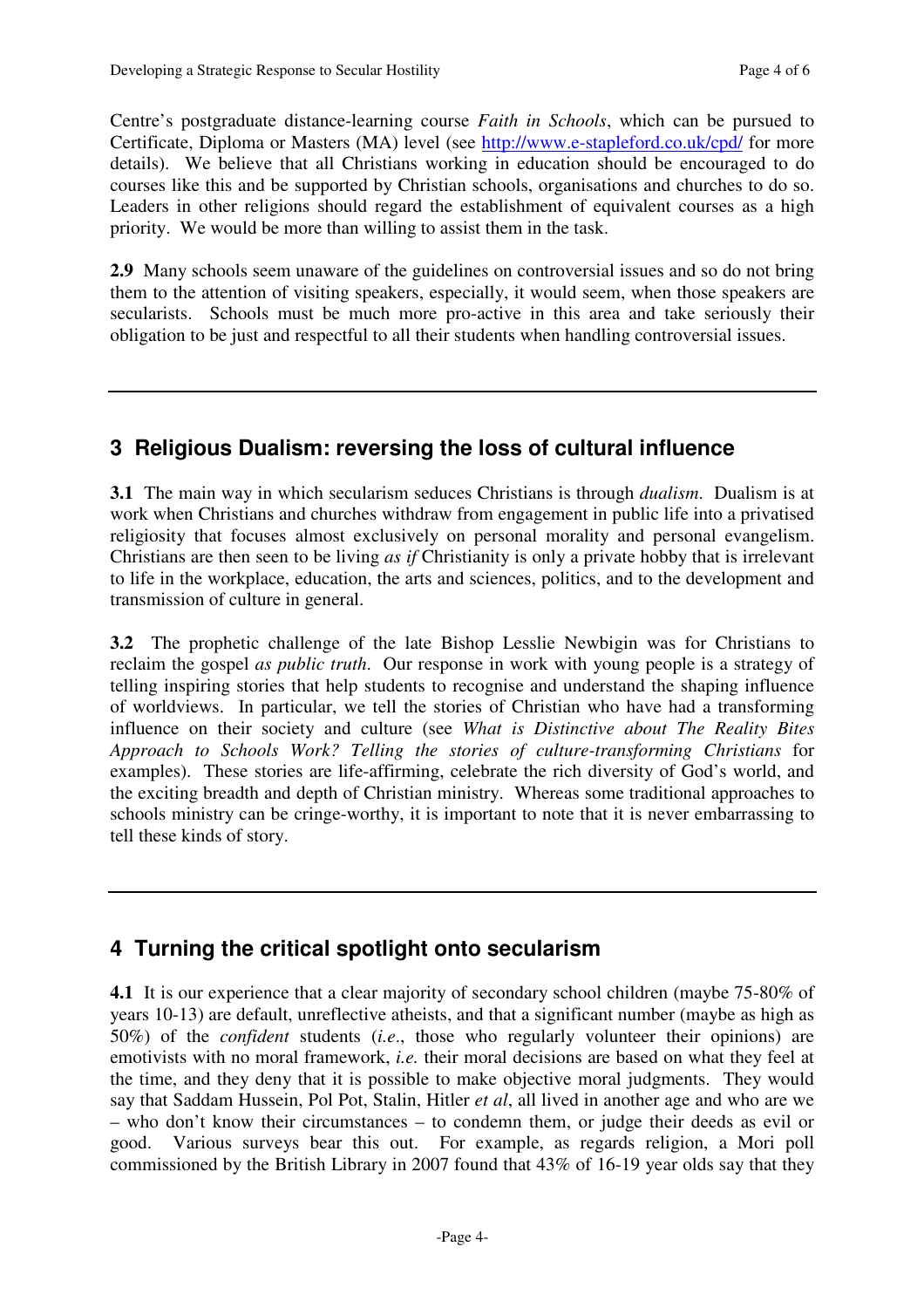Centre's postgraduate distance-learning course *Faith in Schools*, which can be pursued to Certificate, Diploma or Masters (MA) level (see http://www.e-stapleford.co.uk/cpd/ for more details). We believe that all Christians working in education should be encouraged to do courses like this and be supported by Christian schools, organisations and churches to do so. Leaders in other religions should regard the establishment of equivalent courses as a high priority. We would be more than willing to assist them in the task.

**2.9** Many schools seem unaware of the guidelines on controversial issues and so do not bring them to the attention of visiting speakers, especially, it would seem, when those speakers are secularists. Schools must be much more pro-active in this area and take seriously their obligation to be just and respectful to all their students when handling controversial issues.

---

## 3 Religious Dualism: reversing the loss of cultural influence

**3.1** The main way in which secularism seduces Christians is through *dualism*. Dualism is at work when Christians and churches withdraw from engagement in public life into a privatised religiosity that focuses almost exclusively on personal morality and personal evangelism. Christians are then seen to be living *as if* Christianity is only a private hobby that is irrelevant to life in the workplace, education, the arts and sciences, politics, and to the development and transmission of culture in general.

**3.2** The prophetic challenge of the late Bishop Lesslie Newbigin was for Christians to reclaim the gospel *as public truth*. Our response in work with young people is a strategy of telling inspiring stories that help students to recognise and understand the shaping influence of worldviews. In particular, we tell the stories of Christian who have had a transforming influence on their society and culture (see *What is Distinctive about The Reality Bites Approach to Schools Work? Telling the stories of culture-transforming Christians* for examples). These stories are life-affirming, celebrate the rich diversity of God's world, and the exciting breadth and depth of Christian ministry. Whereas some traditional approaches to schools ministry can be cringe-worthy, it is important to note that it is never embarrassing to tell these kinds of story.

---

## 4 Turning the critical spotlight onto secularism

**4.1** It is our experience that a clear majority of secondary school children (maybe 75-80% of years 10-13) are default, unreflective atheists, and that a significant number (maybe as high as 50%) of the *confident* students (*i.e*., those who regularly volunteer their opinions) are emotivists with no moral framework, *i.e.* their moral decisions are based on what they feel at the time, and they deny that it is possible to make objective moral judgments. They would say that Saddam Hussein, Pol Pot, Stalin, Hitler *et al*, all lived in another age and who are we – who don't know their circumstances – to condemn them, or judge their deeds as evil or good. Various surveys bear this out. For example, as regards religion, a Mori poll commissioned by the British Library in 2007 found that 43% of 16-19 year olds say that they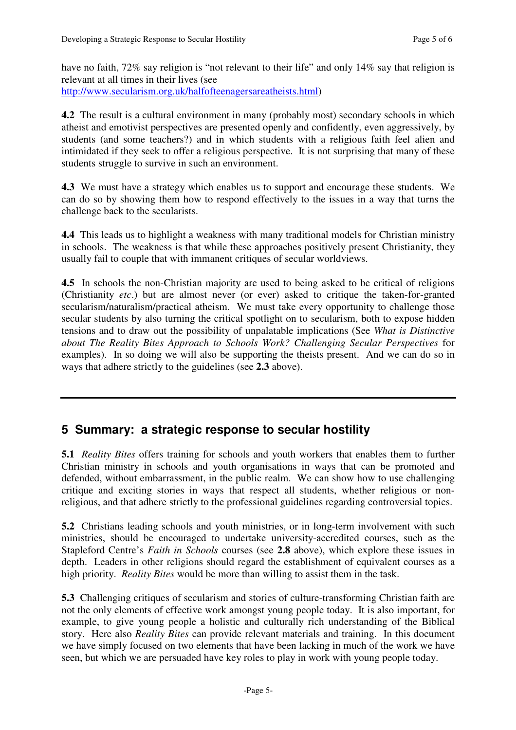have no faith, 72% say religion is "not relevant to their life" and only 14% say that religion is relevant at all times in their lives (see http://www.secularism.org.uk/halfofteenagersareatheists.html)

**4.2** The result is a cultural environment in many (probably most) secondary schools in which atheist and emotivist perspectives are presented openly and confidently, even aggressively, by students (and some teachers?) and in which students with a religious faith feel alien and intimidated if they seek to offer a religious perspective. It is not surprising that many of these students struggle to survive in such an environment.

**4.3** We must have a strategy which enables us to support and encourage these students. We can do so by showing them how to respond effectively to the issues in a way that turns the challenge back to the secularists.

**4.4** This leads us to highlight a weakness with many traditional models for Christian ministry in schools. The weakness is that while these approaches positively present Christianity, they usually fail to couple that with immanent critiques of secular worldviews.

**4.5** In schools the non-Christian majority are used to being asked to be critical of religions (Christianity *etc*.) but are almost never (or ever) asked to critique the taken-for-granted secularism/naturalism/practical atheism. We must take every opportunity to challenge those secular students by also turning the critical spotlight on to secularism, both to expose hidden tensions and to draw out the possibility of unpalatable implications (See *What is Distinctive about The Reality Bites Approach to Schools Work? Challenging Secular Perspectives* for examples). In so doing we will also be supporting the theists present. And we can do so in ways that adhere strictly to the guidelines (see **2.3** above).

---

## 5 Summary: a strategic response to secular hostility

**5.1** *Reality Bites* offers training for schools and youth workers that enables them to further Christian ministry in schools and youth organisations in ways that can be promoted and defended, without embarrassment, in the public realm. We can show how to use challenging critique and exciting stories in ways that respect all students, whether religious or non-religious, and that adhere strictly to the professional guidelines regarding controversial topics.

**5.2** Christians leading schools and youth ministries, or in long-term involvement with such ministries, should be encouraged to undertake university-accredited courses, such as the Stapleford Centre's *Faith in Schools* courses (see **2.8** above), which explore these issues in depth. Leaders in other religions should regard the establishment of equivalent courses as a high priority. *Reality Bites* would be more than willing to assist them in the task.

**5.3** Challenging critiques of secularism and stories of culture-transforming Christian faith are not the only elements of effective work amongst young people today. It is also important, for example, to give young people a holistic and culturally rich understanding of the Biblical story. Here also *Reality Bites* can provide relevant materials and training. In this document we have simply focused on two elements that have been lacking in much of the work we have seen, but which we are persuaded have key roles to play in work with young people today.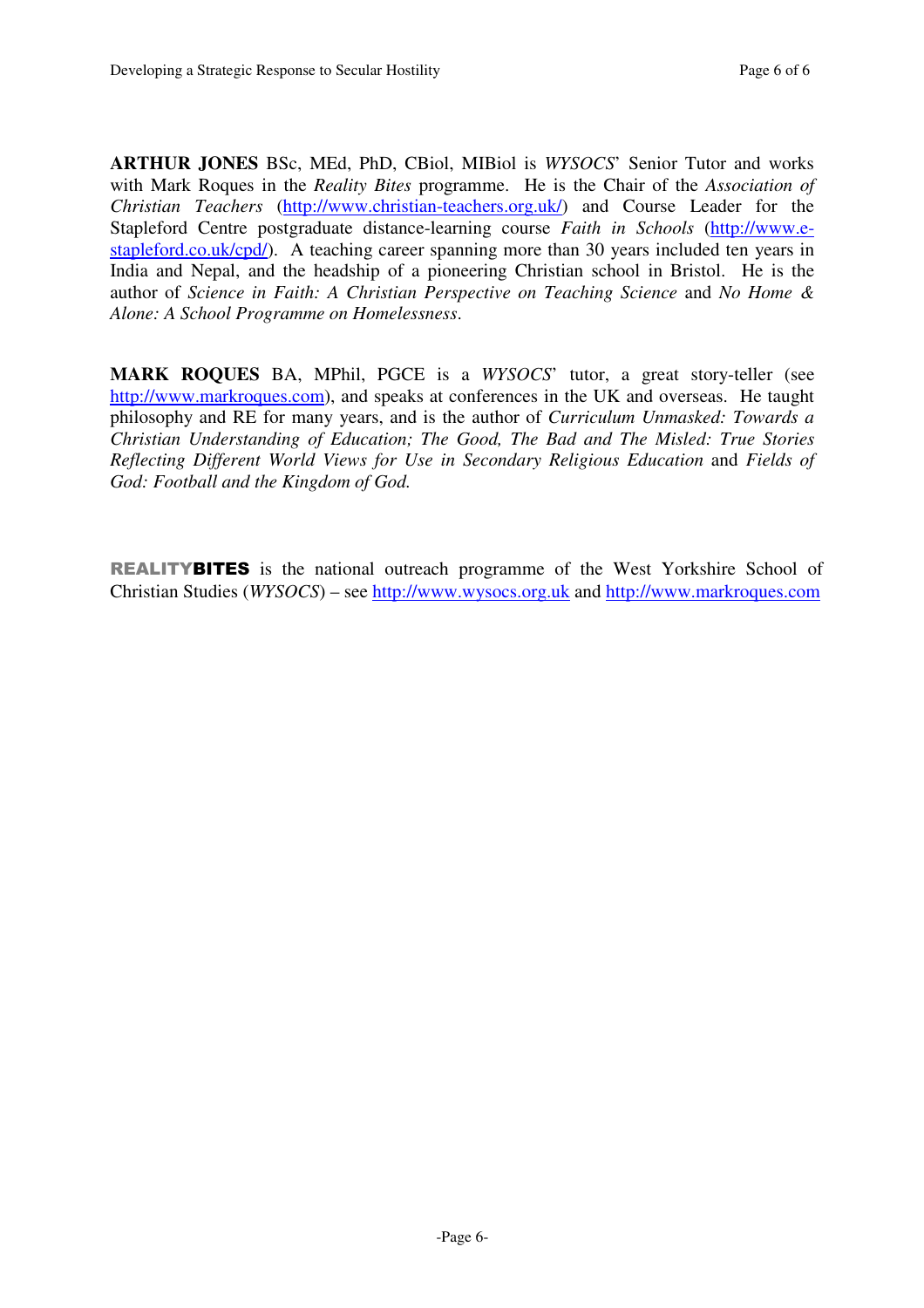**ARTHUR JONES** BSc, MEd, PhD, CBiol, MIBiol is *WYSOCS*' Senior Tutor and works with Mark Roques in the *Reality Bites* programme. He is the Chair of the *Association of Christian Teachers* (http://www.christian-teachers.org.uk/) and Course Leader for the Stapleford Centre postgraduate distance-learning course *Faith in Schools* (http://www.e-stapleford.co.uk/cpd/). A teaching career spanning more than 30 years included ten years in India and Nepal, and the headship of a pioneering Christian school in Bristol. He is the author of *Science in Faith: A Christian Perspective on Teaching Science* and *No Home & Alone: A School Programme on Homelessness*.

**MARK ROQUES** BA, MPhil, PGCE is a *WYSOCS*' tutor, a great story-teller (see http://www.markroques.com), and speaks at conferences in the UK and overseas. He taught philosophy and RE for many years, and is the author of *Curriculum Unmasked: Towards a Christian Understanding of Education; The Good, The Bad and The Misled: True Stories Reflecting Different World Views for Use in Secondary Religious Education* and *Fields of God: Football and the Kingdom of God.*

**REALITYBITES** is the national outreach programme of the West Yorkshire School of Christian Studies (*WYSOCS*) – see http://www.wysocs.org.uk and http://www.markroques.com